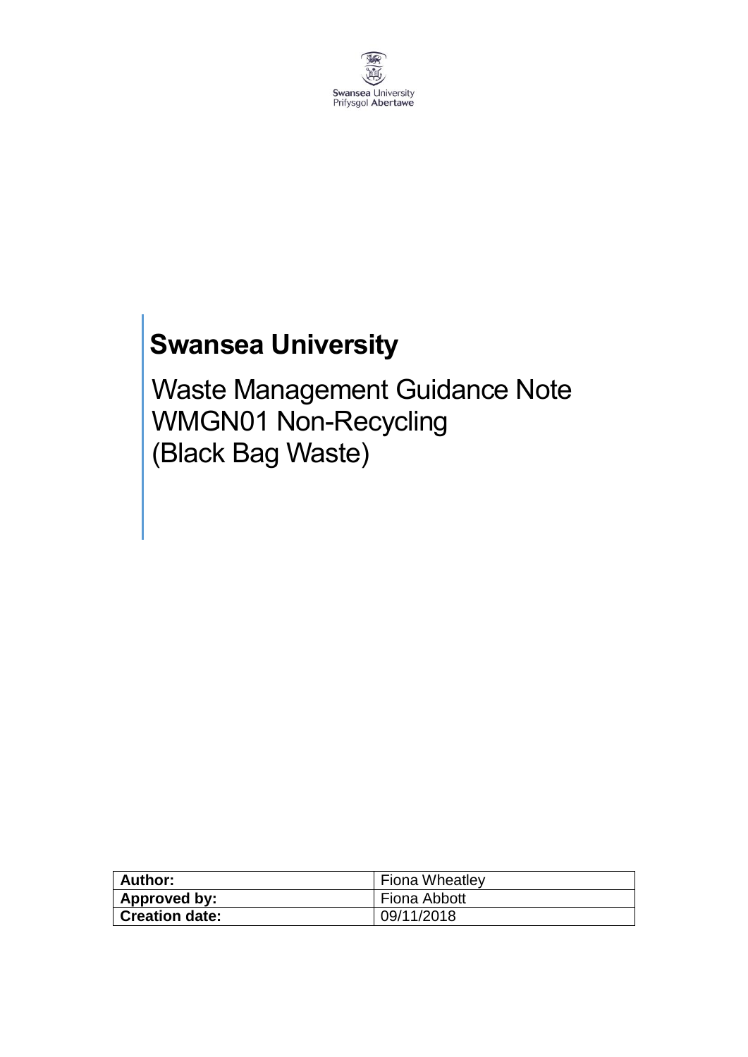Swansea University
Prifysgol Abertawe

# Swansea University

## Waste Management Guidance Note WMGN01 Non-Recycling (Black Bag Waste)

| **Author:** | Fiona Wheatley |
|---|---|
| **Approved by:** | Fiona Abbott |
| **Creation date:** | 09/11/2018 |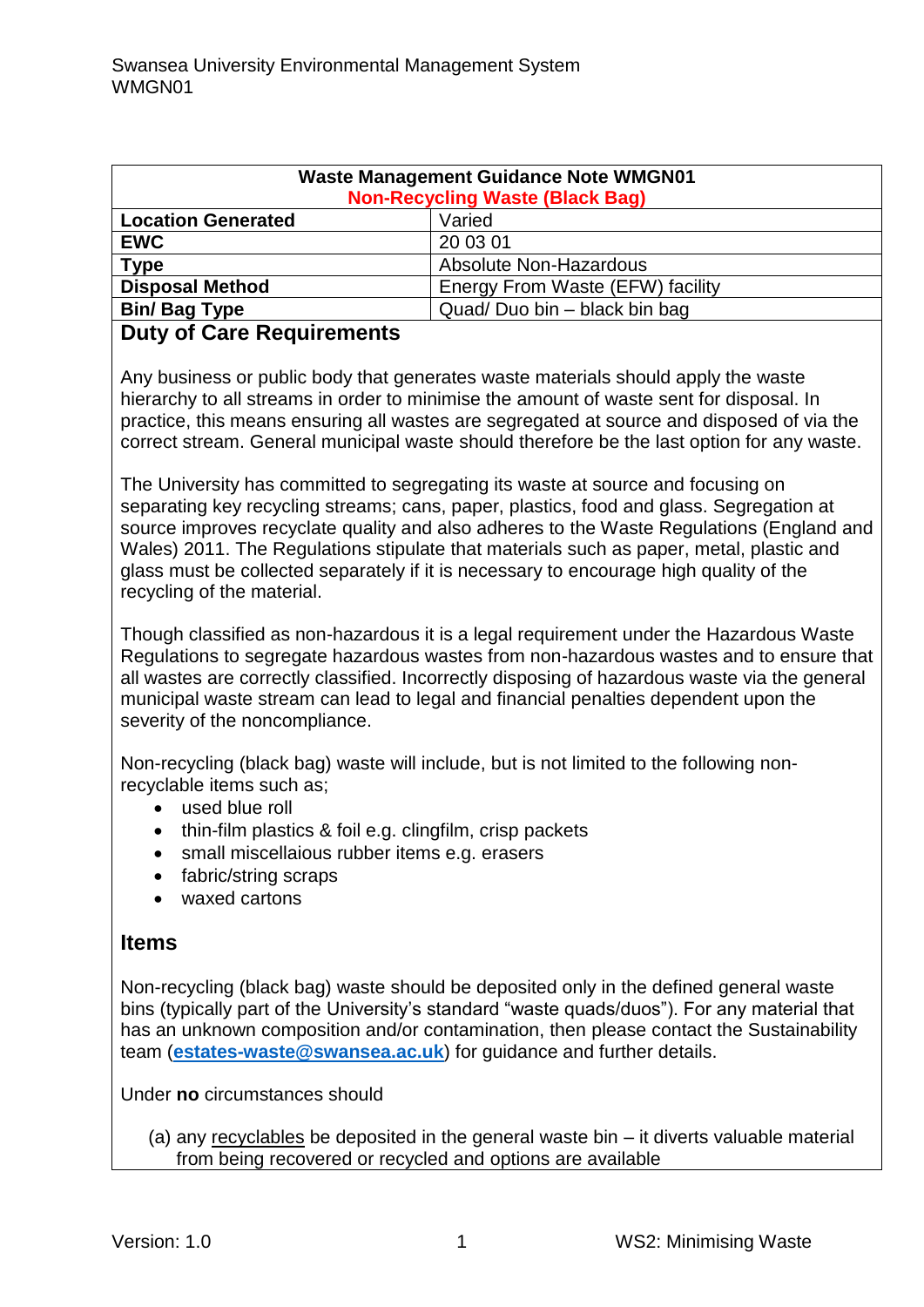| Waste Management Guidance Note WMGN01<br>Non-Recycling Waste (Black Bag) | |
|---|---|
| **Location Generated** | Varied |
| **EWC** | 20 03 01 |
| **Type** | Absolute Non-Hazardous |
| **Disposal Method** | Energy From Waste (EFW) facility |
| **Bin/ Bag Type** | Quad/ Duo bin – black bin bag |

## Duty of Care Requirements

Any business or public body that generates waste materials should apply the waste hierarchy to all streams in order to minimise the amount of waste sent for disposal. In practice, this means ensuring all wastes are segregated at source and disposed of via the correct stream. General municipal waste should therefore be the last option for any waste.

The University has committed to segregating its waste at source and focusing on separating key recycling streams; cans, paper, plastics, food and glass. Segregation at source improves recyclate quality and also adheres to the Waste Regulations (England and Wales) 2011. The Regulations stipulate that materials such as paper, metal, plastic and glass must be collected separately if it is necessary to encourage high quality of the recycling of the material.

Though classified as non-hazardous it is a legal requirement under the Hazardous Waste Regulations to segregate hazardous wastes from non-hazardous wastes and to ensure that all wastes are correctly classified. Incorrectly disposing of hazardous waste via the general municipal waste stream can lead to legal and financial penalties dependent upon the severity of the noncompliance.

Non-recycling (black bag) waste will include, but is not limited to the following non-recyclable items such as;

- used blue roll
- thin-film plastics & foil e.g. clingfilm, crisp packets
- small miscellaious rubber items e.g. erasers
- fabric/string scraps
- waxed cartons

## Items

Non-recycling (black bag) waste should be deposited only in the defined general waste bins (typically part of the University's standard "waste quads/duos"). For any material that has an unknown composition and/or contamination, then please contact the Sustainability team (**estates-waste@swansea.ac.uk**) for guidance and further details.

Under **no** circumstances should

(a) any recyclables be deposited in the general waste bin – it diverts valuable material from being recovered or recycled and options are available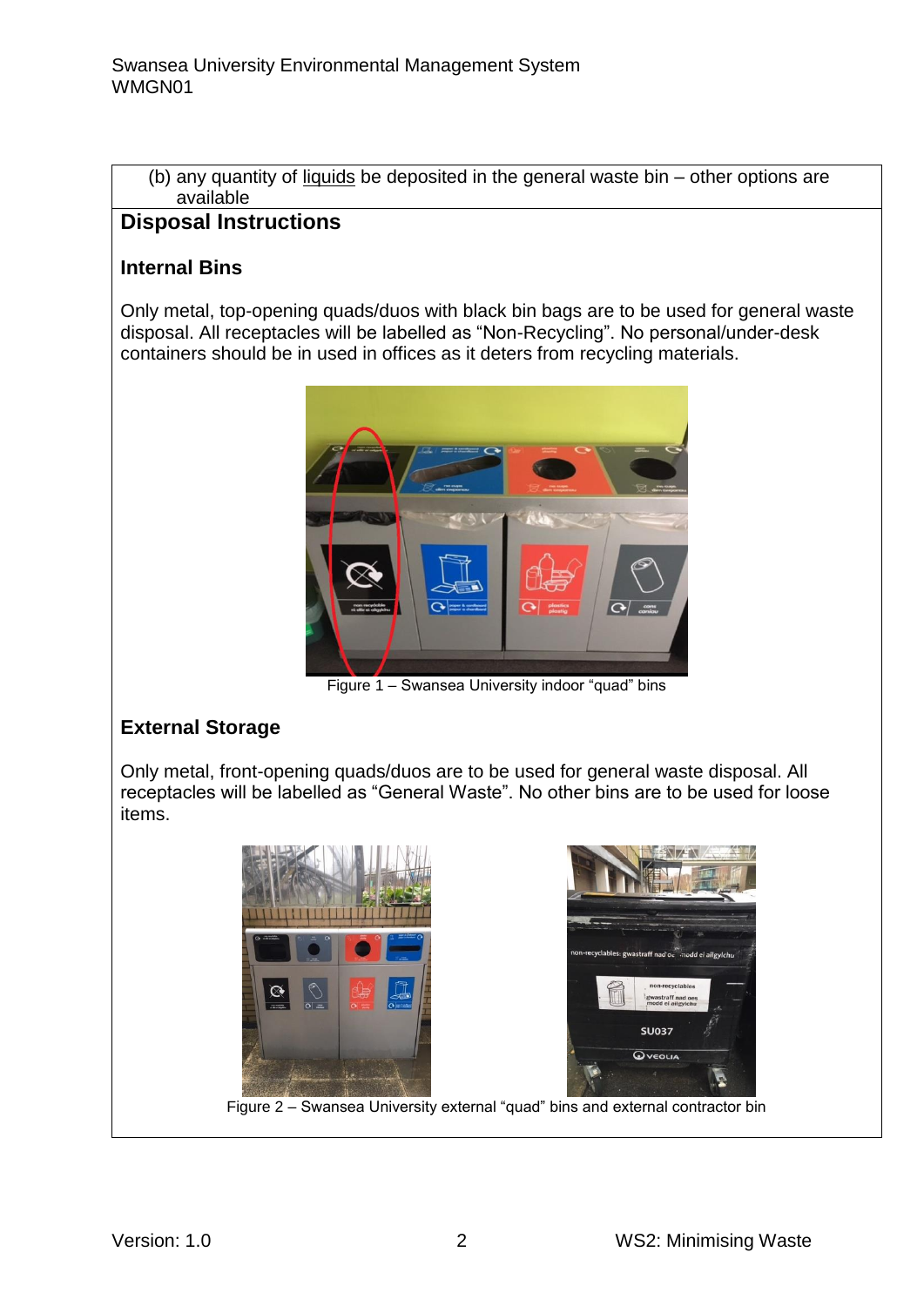(b) any quantity of liquids be deposited in the general waste bin – other options are available

## Disposal Instructions

### Internal Bins

Only metal, top-opening quads/duos with black bin bags are to be used for general waste disposal. All receptacles will be labelled as "Non-Recycling". No personal/under-desk containers should be in used in offices as it deters from recycling materials.

Figure 1 – Swansea University indoor "quad" bins

### External Storage

Only metal, front-opening quads/duos are to be used for general waste disposal. All receptacles will be labelled as "General Waste". No other bins are to be used for loose items.

Figure 2 – Swansea University external "quad" bins and external contractor bin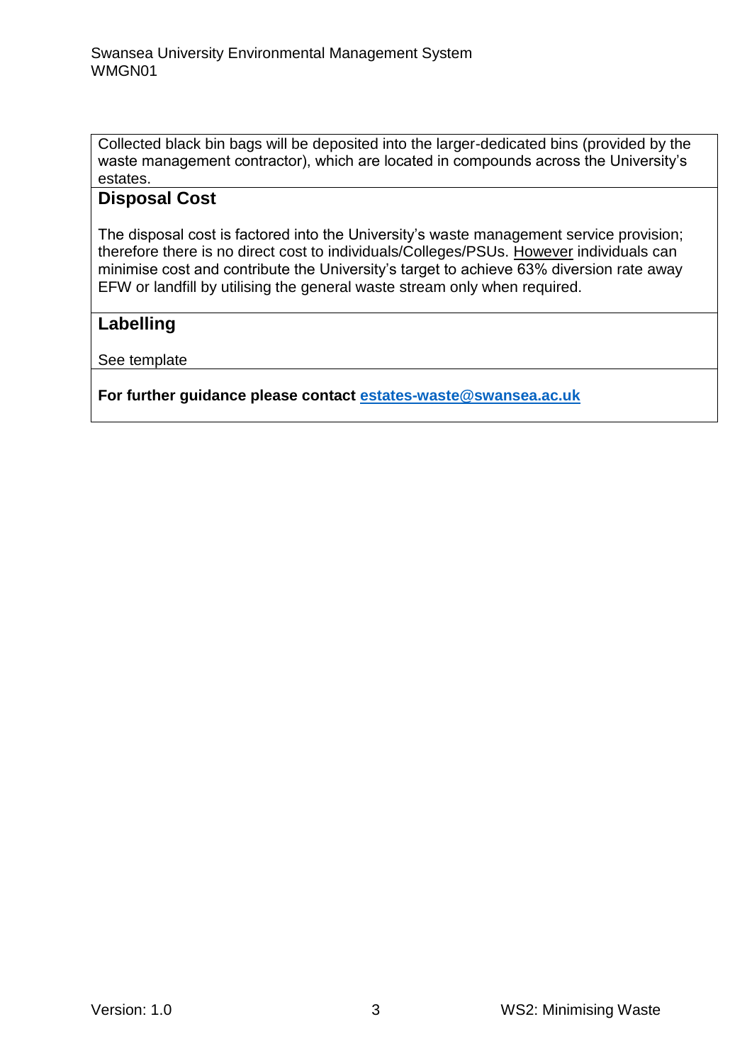Collected black bin bags will be deposited into the larger-dedicated bins (provided by the waste management contractor), which are located in compounds across the University's estates.

## Disposal Cost

The disposal cost is factored into the University's waste management service provision; therefore there is no direct cost to individuals/Colleges/PSUs. However individuals can minimise cost and contribute the University's target to achieve 63% diversion rate away EFW or landfill by utilising the general waste stream only when required.

## Labelling

See template

**For further guidance please contact estates-waste@swansea.ac.uk**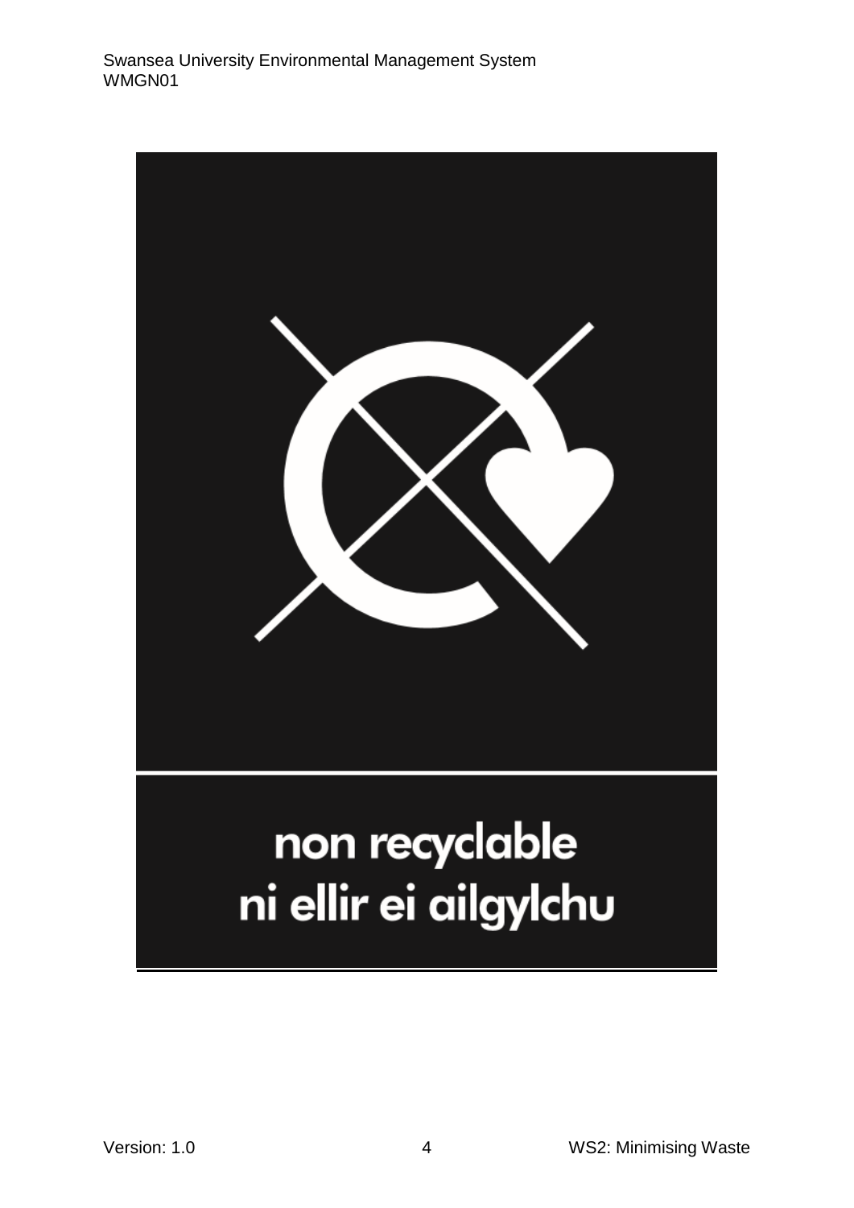non recyclable
ni ellir ei ailgylchu